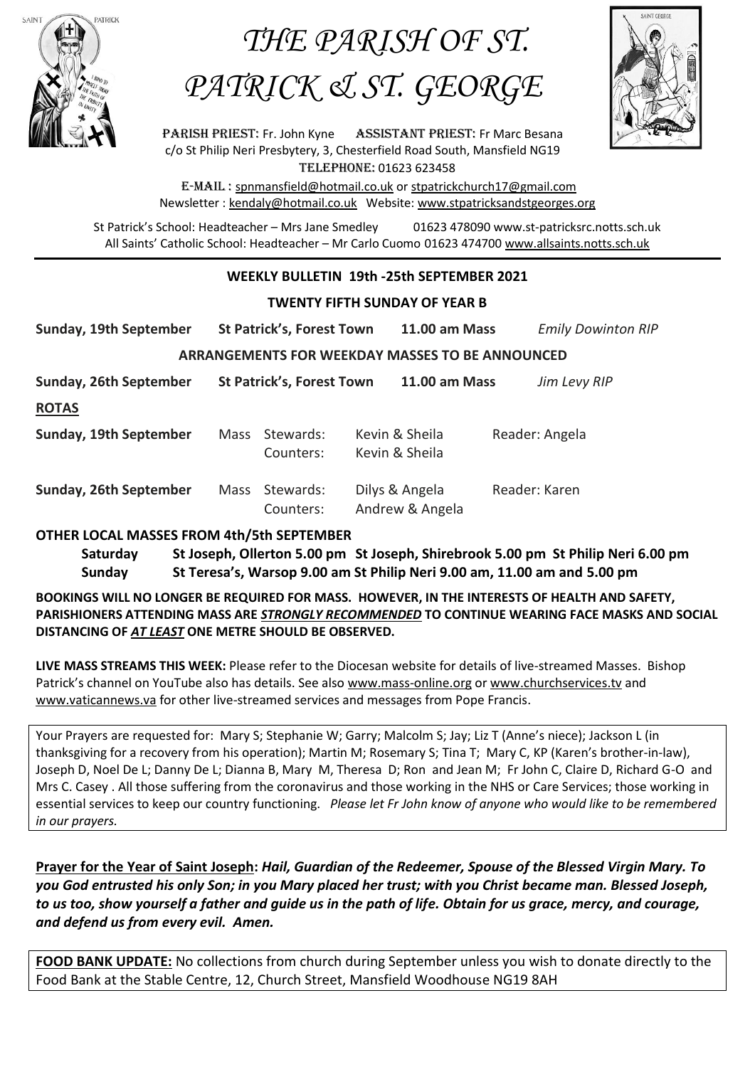# THE PARISH OF ST. PATRICK & ST. GEORGE

PARISH PRIEST: Fr. John Kyne ASSISTANT PRIEST: Fr Marc Besana
c/o St Philip Neri Presbytery, 3, Chesterfield Road South, Mansfield NG19
TELEPHONE: 01623 623458

E-MAIL : spnmansfield@hotmail.co.uk or stpatrickchurch17@gmail.com
Newsletter : kendaly@hotmail.co.uk Website: www.stpatricksandstgeorges.org

St Patrick's School: Headteacher – Mrs Jane Smedley 01623 478090 www.st-patricksrc.notts.sch.uk
All Saints' Catholic School: Headteacher – Mr Carlo Cuomo 01623 474700 www.allsaints.notts.sch.uk

## WEEKLY BULLETIN 19th -25th SEPTEMBER 2021

### TWENTY FIFTH SUNDAY OF YEAR B

| | | | |
|---|---|---|---|
| **Sunday, 19th September** | **St Patrick's, Forest Town** | **11.00 am Mass** | *Emily Dowinton RIP* |

**ARRANGEMENTS FOR WEEKDAY MASSES TO BE ANNOUNCED**

| | | | |
|---|---|---|---|
| **Sunday, 26th September** | **St Patrick's, Forest Town** | **11.00 am Mass** | *Jim Levy RIP* |

**ROTAS**

| | | | | |
|---|---|---|---|---|
| **Sunday, 19th September** | Mass | Stewards: | Kevin & Sheila | Reader: Angela |
| | | Counters: | Kevin & Sheila | |
| **Sunday, 26th September** | Mass | Stewards: | Dilys & Angela | Reader: Karen |
| | | Counters: | Andrew & Angela | |

**OTHER LOCAL MASSES FROM 4th/5th SEPTEMBER**

**Saturday** **St Joseph, Ollerton 5.00 pm St Joseph, Shirebrook 5.00 pm St Philip Neri 6.00 pm**
**Sunday** **St Teresa's, Warsop 9.00 am St Philip Neri 9.00 am, 11.00 am and 5.00 pm**

**BOOKINGS WILL NO LONGER BE REQUIRED FOR MASS. HOWEVER, IN THE INTERESTS OF HEALTH AND SAFETY, PARISHIONERS ATTENDING MASS ARE *STRONGLY RECOMMENDED* TO CONTINUE WEARING FACE MASKS AND SOCIAL DISTANCING OF *AT LEAST* ONE METRE SHOULD BE OBSERVED.**

**LIVE MASS STREAMS THIS WEEK:** Please refer to the Diocesan website for details of live-streamed Masses. Bishop Patrick's channel on YouTube also has details. See also www.mass-online.org or www.churchservices.tv and www.vaticannews.va for other live-streamed services and messages from Pope Francis.

Your Prayers are requested for: Mary S; Stephanie W; Garry; Malcolm S; Jay; Liz T (Anne's niece); Jackson L (in thanksgiving for a recovery from his operation); Martin M; Rosemary S; Tina T; Mary C, KP (Karen's brother-in-law), Joseph D, Noel De L; Danny De L; Dianna B, Mary M, Theresa D; Ron and Jean M; Fr John C, Claire D, Richard G-O and Mrs C. Casey . All those suffering from the coronavirus and those working in the NHS or Care Services; those working in essential services to keep our country functioning. *Please let Fr John know of anyone who would like to be remembered in our prayers.*

**Prayer for the Year of Saint Joseph:** ***Hail, Guardian of the Redeemer, Spouse of the Blessed Virgin Mary. To you God entrusted his only Son; in you Mary placed her trust; with you Christ became man. Blessed Joseph, to us too, show yourself a father and guide us in the path of life. Obtain for us grace, mercy, and courage, and defend us from every evil. Amen.***

**FOOD BANK UPDATE:** No collections from church during September unless you wish to donate directly to the Food Bank at the Stable Centre, 12, Church Street, Mansfield Woodhouse NG19 8AH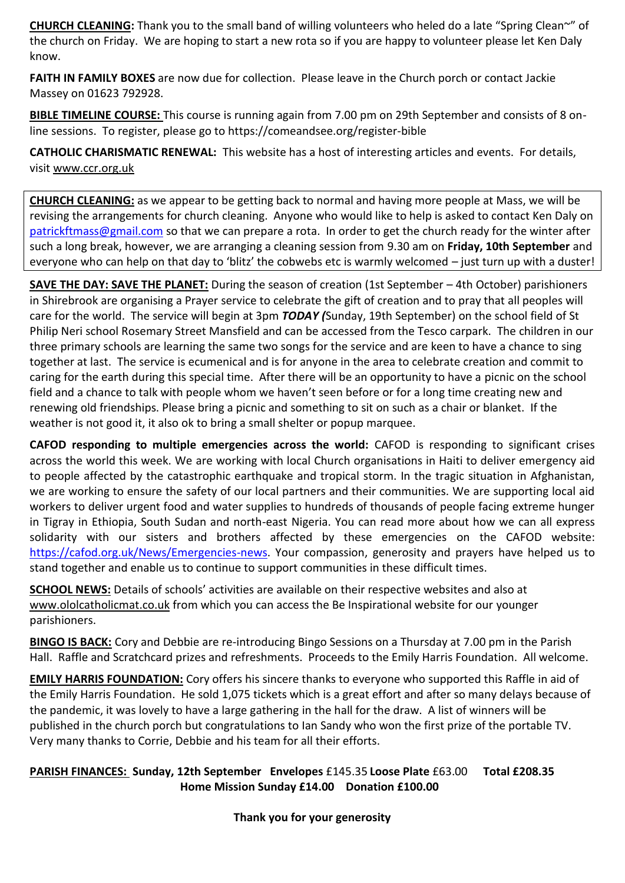**CHURCH CLEANING:** Thank you to the small band of willing volunteers who heled do a late "Spring Clean~" of the church on Friday. We are hoping to start a new rota so if you are happy to volunteer please let Ken Daly know.

**FAITH IN FAMILY BOXES** are now due for collection. Please leave in the Church porch or contact Jackie Massey on 01623 792928.

**BIBLE TIMELINE COURSE:** This course is running again from 7.00 pm on 29th September and consists of 8 on-line sessions. To register, please go to https://comeandsee.org/register-bible

**CATHOLIC CHARISMATIC RENEWAL:** This website has a host of interesting articles and events. For details, visit www.ccr.org.uk

**CHURCH CLEANING:** as we appear to be getting back to normal and having more people at Mass, we will be revising the arrangements for church cleaning. Anyone who would like to help is asked to contact Ken Daly on patrickftmass@gmail.com so that we can prepare a rota. In order to get the church ready for the winter after such a long break, however, we are arranging a cleaning session from 9.30 am on **Friday, 10th September** and everyone who can help on that day to 'blitz' the cobwebs etc is warmly welcomed – just turn up with a duster!

**SAVE THE DAY: SAVE THE PLANET:** During the season of creation (1st September – 4th October) parishioners in Shirebrook are organising a Prayer service to celebrate the gift of creation and to pray that all peoples will care for the world. The service will begin at 3pm ***TODAY (***Sunday, 19th September) on the school field of St Philip Neri school Rosemary Street Mansfield and can be accessed from the Tesco carpark. The children in our three primary schools are learning the same two songs for the service and are keen to have a chance to sing together at last. The service is ecumenical and is for anyone in the area to celebrate creation and commit to caring for the earth during this special time. After there will be an opportunity to have a picnic on the school field and a chance to talk with people whom we haven't seen before or for a long time creating new and renewing old friendships. Please bring a picnic and something to sit on such as a chair or blanket. If the weather is not good it, it also ok to bring a small shelter or popup marquee.

**CAFOD responding to multiple emergencies across the world:** CAFOD is responding to significant crises across the world this week. We are working with local Church organisations in Haiti to deliver emergency aid to people affected by the catastrophic earthquake and tropical storm. In the tragic situation in Afghanistan, we are working to ensure the safety of our local partners and their communities. We are supporting local aid workers to deliver urgent food and water supplies to hundreds of thousands of people facing extreme hunger in Tigray in Ethiopia, South Sudan and north-east Nigeria. You can read more about how we can all express solidarity with our sisters and brothers affected by these emergencies on the CAFOD website: https://cafod.org.uk/News/Emergencies-news. Your compassion, generosity and prayers have helped us to stand together and enable us to continue to support communities in these difficult times.

**SCHOOL NEWS:** Details of schools' activities are available on their respective websites and also at www.ololcatholicmat.co.uk from which you can access the Be Inspirational website for our younger parishioners.

**BINGO IS BACK:** Cory and Debbie are re-introducing Bingo Sessions on a Thursday at 7.00 pm in the Parish Hall. Raffle and Scratchcard prizes and refreshments. Proceeds to the Emily Harris Foundation. All welcome.

**EMILY HARRIS FOUNDATION:** Cory offers his sincere thanks to everyone who supported this Raffle in aid of the Emily Harris Foundation. He sold 1,075 tickets which is a great effort and after so many delays because of the pandemic, it was lovely to have a large gathering in the hall for the draw. A list of winners will be published in the church porch but congratulations to Ian Sandy who won the first prize of the portable TV. Very many thanks to Corrie, Debbie and his team for all their efforts.

**PARISH FINANCES: Sunday, 12th September Envelopes** £145.35 **Loose Plate** £63.00 **Total £208.35**
**Home Mission Sunday £14.00 Donation £100.00**

**Thank you for your generosity**